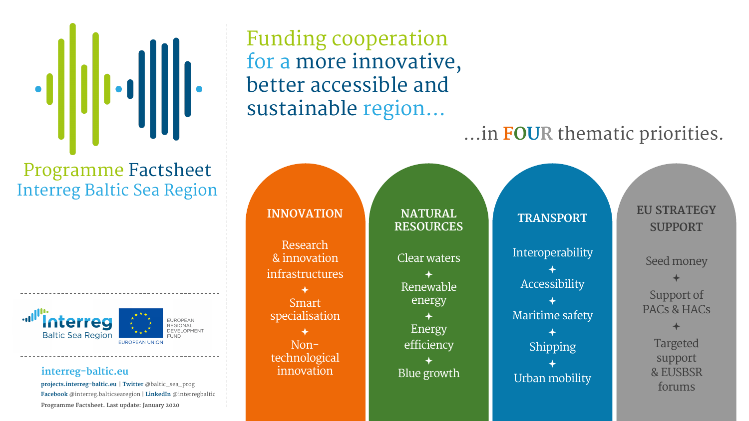# Programme Factsheet
## Interreg Baltic Sea Region

# Funding cooperation for a more innovative, better accessible and sustainable region…

…in FOUR thematic priorities.

### INNOVATION

- Research & innovation infrastructures
- Smart specialisation
- Non-technological innovation

### NATURAL RESOURCES

- Clear waters
- Renewable energy
- Energy efficiency
- Blue growth

### TRANSPORT

- Interoperability
- Accessibility
- Maritime safety
- Shipping
- Urban mobility

### EU STRATEGY SUPPORT

- Seed money
- Support of PACs & HACs
- Targeted support & EUSBSR forums

Interreg Baltic Sea Region

EUROPEAN UNION — EUROPEAN REGIONAL DEVELOPMENT FUND

**interreg-baltic.eu**

**projects.interreg-baltic.eu** | **Twitter** @baltic_sea_prog

**Facebook** @interreg.balticsearegion | **LinkedIn** @interregbaltic

Programme Factsheet. Last update: January 2020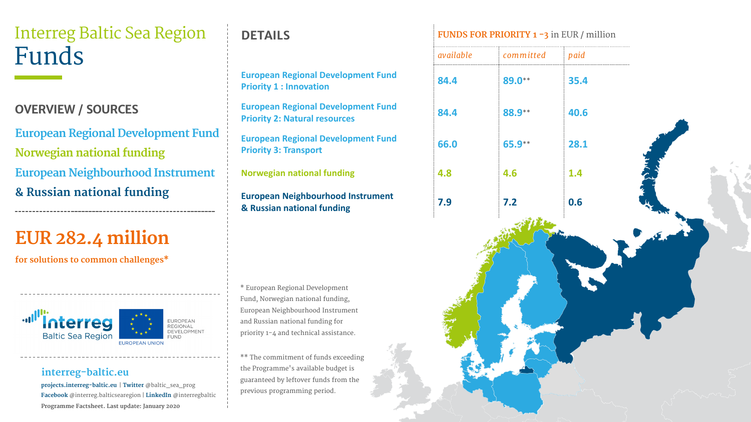# Interreg Baltic Sea Region Funds

## OVERVIEW / SOURCES

European Regional Development Fund
Norwegian national funding
European Neighbourhood Instrument
& Russian national funding

**EUR 282.4 million**

**for solutions to common challenges***

interreg-baltic.eu

**projects.interreg-baltic.eu** | **Twitter** @baltic_sea_prog
**Facebook** @interreg.balticsearegion | **LinkedIn** @interregbaltic
**Programme Factsheet. Last update: January 2020**

## DETAILS

**FUNDS FOR PRIORITY 1 -3** in EUR / million

| | *available* | *committed* | *paid* |
|---|---|---|---|
| **European Regional Development Fund Priority 1 : Innovation** | 84.4 | 89.0** | 35.4 |
| **European Regional Development Fund Priority 2: Natural resources** | 84.4 | 88.9** | 40.6 |
| **European Regional Development Fund Priority 3: Transport** | 66.0 | 65.9** | 28.1 |
| **Norwegian national funding** | 4.8 | 4.6 | 1.4 |
| **European Neighbourhood Instrument & Russian national funding** | 7.9 | 7.2 | 0.6 |

* European Regional Development Fund, Norwegian national funding, European Neighbourhood Instrument and Russian national funding for priority 1-4 and technical assistance.

** The commitment of funds exceeding the Programme's available budget is guaranteed by leftover funds from the previous programming period.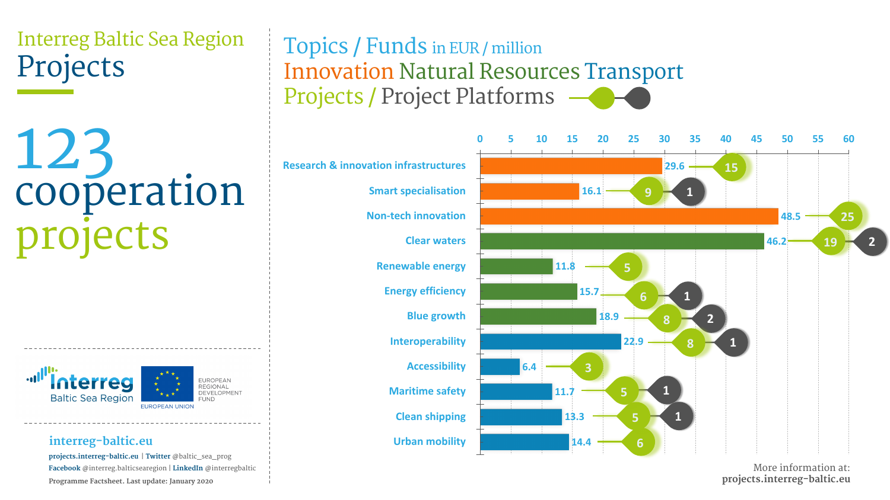# Interreg Baltic Sea Region Projects

# 123 cooperation projects

## Topics / Funds in EUR / million

Innovation Natural Resources Transport

Projects / Project Platforms

| Topic | Funds (EUR million) | Projects | Project Platforms |
|---|---|---|---|
| Research & innovation infrastructures | 29.6 | 15 | |
| Smart specialisation | 16.1 | 9 | 1 |
| Non-tech innovation | 48.5 | 25 | |
| Clear waters | 46.2 | 19 | 2 |
| Renewable energy | 11.8 | 5 | |
| Energy efficiency | 15.7 | 6 | 1 |
| Blue growth | 18.9 | 8 | 2 |
| Interoperability | 22.9 | 8 | 1 |
| Accessibility | 6.4 | 3 | |
| Maritime safety | 11.7 | 5 | 1 |
| Clean shipping | 13.3 | 5 | 1 |
| Urban mobility | 14.4 | 6 | |

Interreg Baltic Sea Region | EUROPEAN UNION | EUROPEAN REGIONAL DEVELOPMENT FUND

**interreg-baltic.eu**

**projects.interreg-baltic.eu** | **Twitter** @baltic_sea_prog
**Facebook** @interreg.balticsearegion | **LinkedIn** @interregbaltic
Programme Factsheet. Last update: January 2020

More information at:
**projects.interreg-baltic.eu**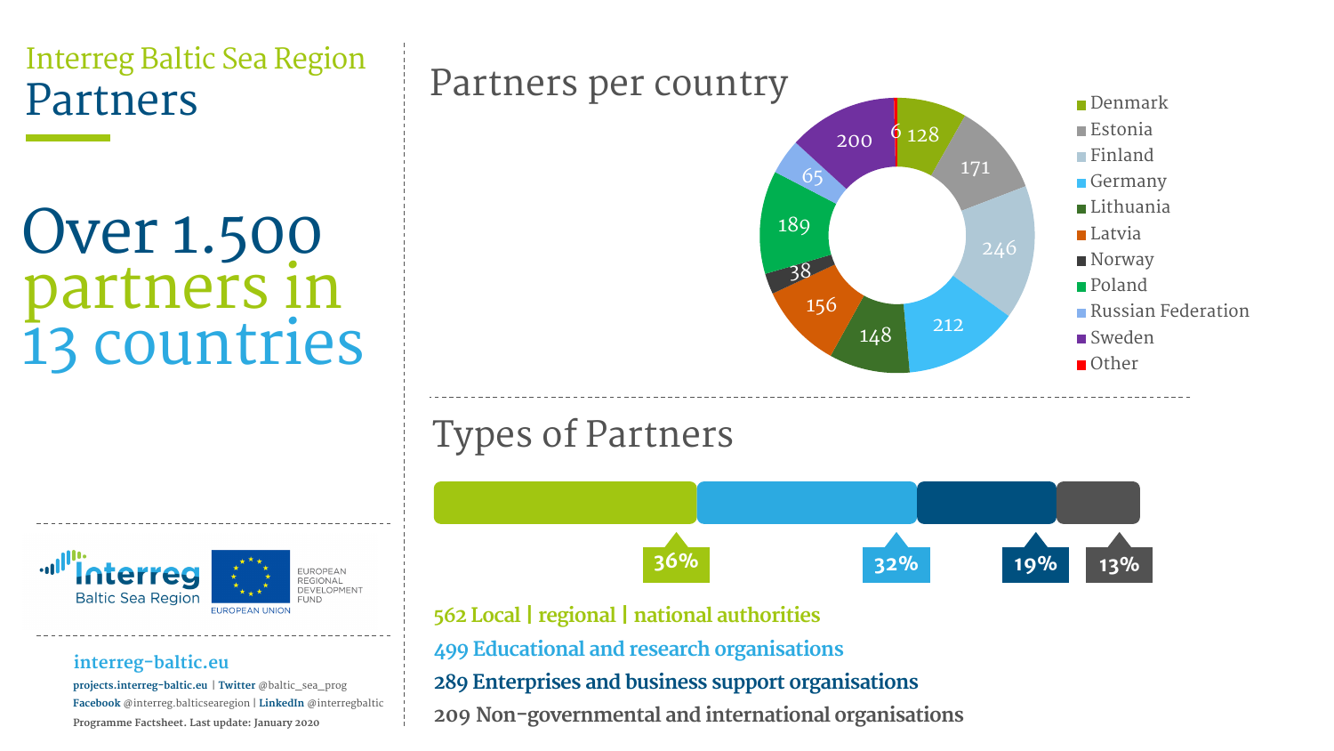# Interreg Baltic Sea Region Partners

## Over 1.500 partners in 13 countries

interreg-baltic.eu

**projects.interreg-baltic.eu** | **Twitter** @baltic_sea_prog
**Facebook** @interreg.balticsearegion | **LinkedIn** @interregbaltic
**Programme Factsheet. Last update: January 2020**

## Partners per country

| Country | Partners |
| --- | --- |
| Denmark | 128 |
| Estonia | 171 |
| Finland | 246 |
| Germany | 212 |
| Lithuania | 148 |
| Latvia | 156 |
| Norway | 38 |
| Poland | 189 |
| Russian Federation | 65 |
| Sweden | 200 |
| Other | 6 |

## Types of Partners

| Share | Type |
| --- | --- |
| 36% | 562 Local \| regional \| national authorities |
| 32% | 499 Educational and research organisations |
| 19% | 289 Enterprises and business support organisations |
| 13% | 209 Non-governmental and international organisations |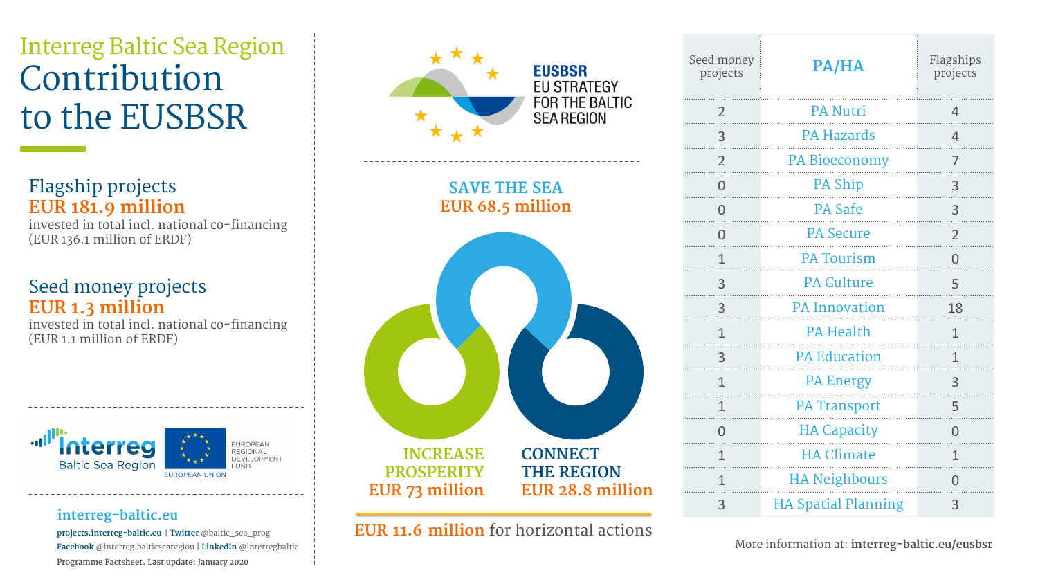Interreg Baltic Sea Region

# Contribution to the EUSBSR

## Flagship projects

**EUR 181.9 million**

invested in total incl. national co-financing (EUR 136.1 million of ERDF)

## Seed money projects

**EUR 1.3 million**

invested in total incl. national co-financing (EUR 1.1 million of ERDF)

**interreg-baltic.eu**

**projects.interreg-baltic.eu** | **Twitter** @baltic_sea_prog
**Facebook** @interreg.balticsearegion | **LinkedIn** @interregbaltic
**Programme Factsheet. Last update: January 2020**

EUSBSR EU STRATEGY FOR THE BALTIC SEA REGION

**SAVE THE SEA**
**EUR 68.5 million**

**INCREASE PROSPERITY**
**EUR 73 million**

**CONNECT THE REGION**
**EUR 28.8 million**

**EUR 11.6 million** for horizontal actions

| Seed money projects | PA/HA | Flagships projects |
|---|---|---|
| 2 | PA Nutri | 4 |
| 3 | PA Hazards | 4 |
| 2 | PA Bioeconomy | 7 |
| 0 | PA Ship | 3 |
| 0 | PA Safe | 3 |
| 0 | PA Secure | 2 |
| 1 | PA Tourism | 0 |
| 3 | PA Culture | 5 |
| 3 | PA Innovation | 18 |
| 1 | PA Health | 1 |
| 3 | PA Education | 1 |
| 1 | PA Energy | 3 |
| 1 | PA Transport | 5 |
| 0 | HA Capacity | 0 |
| 1 | HA Climate | 1 |
| 1 | HA Neighbours | 0 |
| 3 | HA Spatial Planning | 3 |

More information at: **interreg-baltic.eu/eusbsr**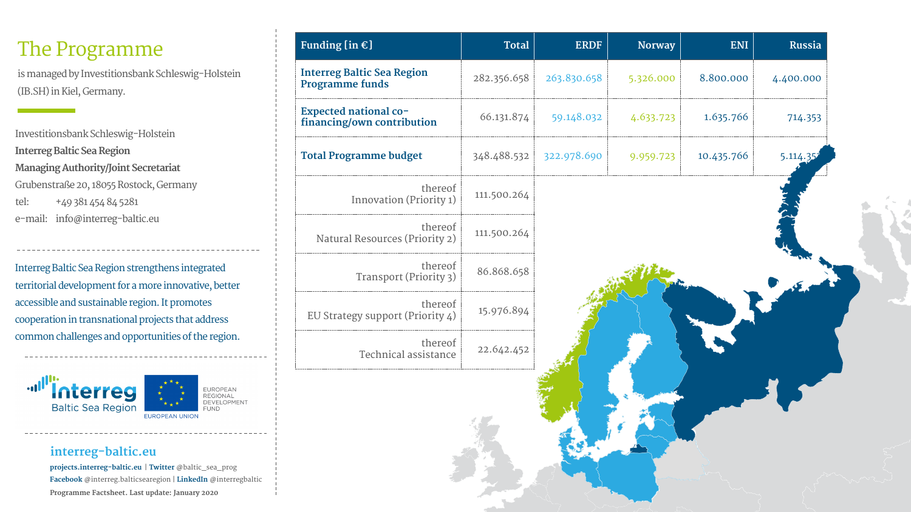# The Programme

is managed by Investitionsbank Schleswig-Holstein (IB.SH) in Kiel, Germany.

Investitionsbank Schleswig-Holstein
**Interreg Baltic Sea Region**
**Managing Authority/Joint Secretariat**
Grubenstraße 20, 18055 Rostock, Germany
tel: +49 381 454 84 5281
e-mail: info@interreg-baltic.eu

Interreg Baltic Sea Region strengthens integrated territorial development for a more innovative, better accessible and sustainable region. It promotes cooperation in transnational projects that address common challenges and opportunities of the region.

| Funding [in €] | Total | ERDF | Norway | ENI | Russia |
|---|---|---|---|---|---|
| **Interreg Baltic Sea Region Programme funds** | 282.356.658 | 263.830.658 | 5.326.000 | 8.800.000 | 4.400.000 |
| **Expected national co-financing/own contribution** | 66.131.874 | 59.148.032 | 4.633.723 | 1.635.766 | 714.353 |
| **Total Programme budget** | 348.488.532 | 322.978.690 | 9.959.723 | 10.435.766 | 5.114.35 |
| thereof Innovation (Priority 1) | 111.500.264 | | | | |
| thereof Natural Resources (Priority 2) | 111.500.264 | | | | |
| thereof Transport (Priority 3) | 86.868.658 | | | | |
| thereof EU Strategy support (Priority 4) | 15.976.894 | | | | |
| thereof Technical assistance | 22.642.452 | | | | |

Interreg Baltic Sea Region

EUROPEAN UNION
EUROPEAN REGIONAL DEVELOPMENT FUND

**interreg-baltic.eu**

**projects.interreg-baltic.eu** | **Twitter** @baltic_sea_prog
**Facebook** @interreg.balticsearegion | **LinkedIn** @interregbaltic
Programme Factsheet. Last update: January 2020